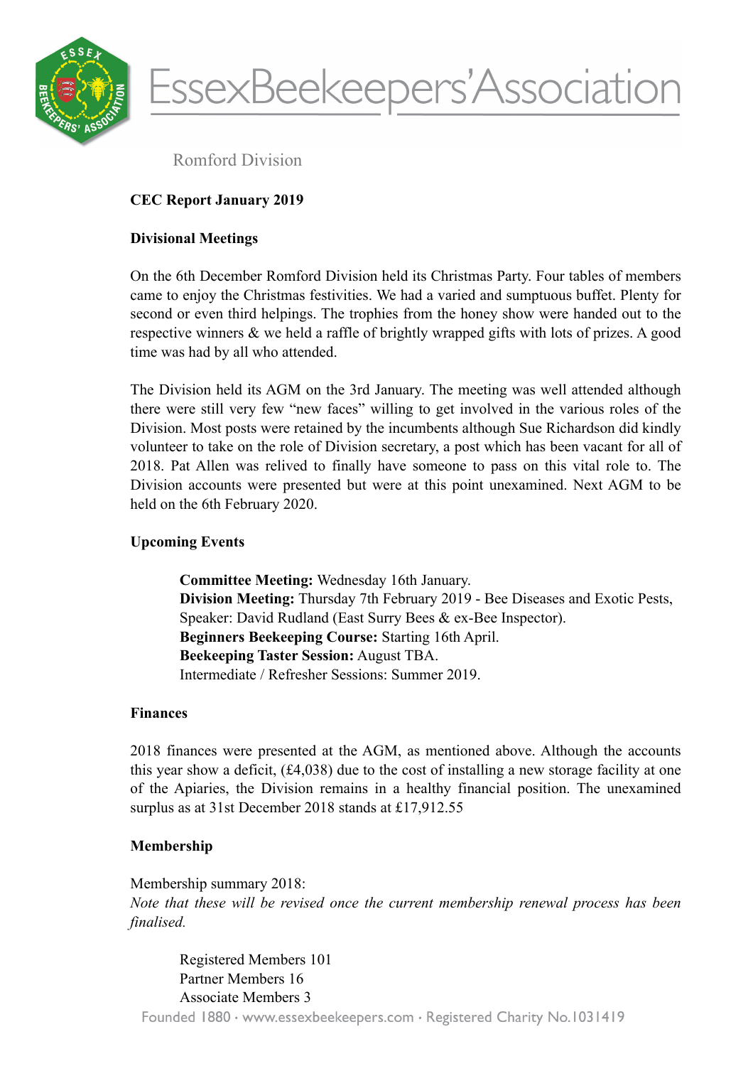# EssexBeekeepers'Association

Romford Division

## CEC Report January 2019

### Divisional Meetings

On the 6th December Romford Division held its Christmas Party. Four tables of members came to enjoy the Christmas festivities. We had a varied and sumptuous buffet. Plenty for second or even third helpings. The trophies from the honey show were handed out to the respective winners & we held a raffle of brightly wrapped gifts with lots of prizes. A good time was had by all who attended.

The Division held its AGM on the 3rd January. The meeting was well attended although there were still very few "new faces" willing to get involved in the various roles of the Division. Most posts were retained by the incumbents although Sue Richardson did kindly volunteer to take on the role of Division secretary, a post which has been vacant for all of 2018. Pat Allen was relived to finally have someone to pass on this vital role to. The Division accounts were presented but were at this point unexamined. Next AGM to be held on the 6th February 2020.

### Upcoming Events

**Committee Meeting:** Wednesday 16th January.
**Division Meeting:** Thursday 7th February 2019 - Bee Diseases and Exotic Pests, Speaker: David Rudland (East Surry Bees & ex-Bee Inspector).
**Beginners Beekeeping Course:** Starting 16th April.
**Beekeeping Taster Session:** August TBA.
Intermediate / Refresher Sessions: Summer 2019.

### Finances

2018 finances were presented at the AGM, as mentioned above. Although the accounts this year show a deficit, (£4,038) due to the cost of installing a new storage facility at one of the Apiaries, the Division remains in a healthy financial position. The unexamined surplus as at 31st December 2018 stands at £17,912.55

### Membership

Membership summary 2018:
*Note that these will be revised once the current membership renewal process has been finalised.*

Registered Members 101
Partner Members 16
Associate Members 3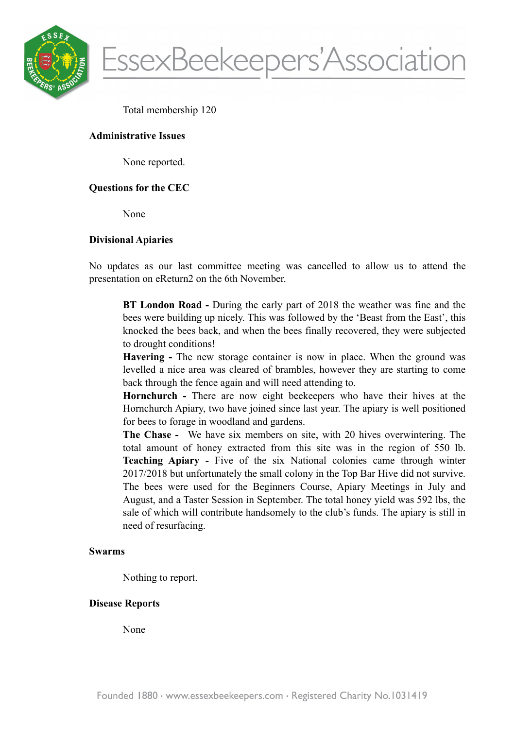Total membership 120

**Administrative Issues**

None reported.

**Questions for the CEC**

None

**Divisional Apiaries**

No updates as our last committee meeting was cancelled to allow us to attend the presentation on eReturn2 on the 6th November.

**BT London Road -** During the early part of 2018 the weather was fine and the bees were building up nicely. This was followed by the 'Beast from the East', this knocked the bees back, and when the bees finally recovered, they were subjected to drought conditions!

**Havering -** The new storage container is now in place. When the ground was levelled a nice area was cleared of brambles, however they are starting to come back through the fence again and will need attending to.

**Hornchurch -** There are now eight beekeepers who have their hives at the Hornchurch Apiary, two have joined since last year. The apiary is well positioned for bees to forage in woodland and gardens.

**The Chase -** We have six members on site, with 20 hives overwintering. The total amount of honey extracted from this site was in the region of 550 lb.

**Teaching Apiary -** Five of the six National colonies came through winter 2017/2018 but unfortunately the small colony in the Top Bar Hive did not survive. The bees were used for the Beginners Course, Apiary Meetings in July and August, and a Taster Session in September. The total honey yield was 592 lbs, the sale of which will contribute handsomely to the club's funds. The apiary is still in need of resurfacing.

**Swarms**

Nothing to report.

**Disease Reports**

None